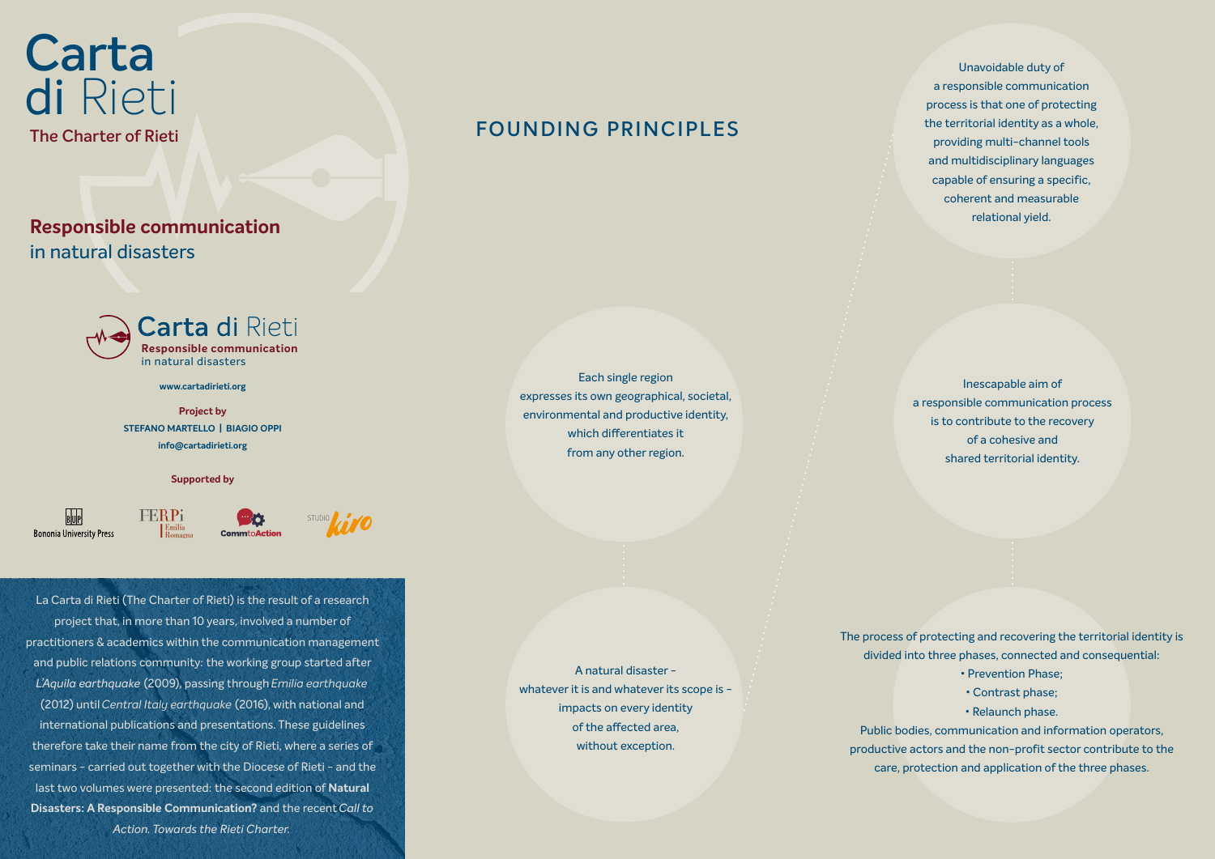# Carta di Rieti

The Charter of Rieti

## Responsible communication in natural disasters

Carta di Rieti
**Responsible communication**
in natural disasters

**www.cartadirieti.org**

**Project by**
**STEFANO MARTELLO | BIAGIO OPPI**
**info@cartadirieti.org**

**Supported by**

Bononia University Press | FERPi Emilia Romagna | CommtoAction | Studio kiro

La Carta di Rieti (The Charter of Rieti) is the result of a research project that, in more than 10 years, involved a number of practitioners & academics within the communication management and public relations community: the working group started after *L'Aquila earthquake* (2009), passing through *Emilia earthquake* (2012) until *Central Italy earthquake* (2016), with national and international publications and presentations. These guidelines therefore take their name from the city of Rieti, where a series of seminars – carried out together with the Diocese of Rieti – and the last two volumes were presented: the second edition of **Natural Disasters: A Responsible Communication?** and the recent *Call to Action. Towards the Rieti Charter.*

## FOUNDING PRINCIPLES

Each single region expresses its own geographical, societal, environmental and productive identity, which differentiates it from any other region.

A natural disaster – whatever it is and whatever its scope is – impacts on every identity of the affected area, without exception.

Unavoidable duty of a responsible communication process is that one of protecting the territorial identity as a whole, providing multi-channel tools and multidisciplinary languages capable of ensuring a specific, coherent and measurable relational yield.

Inescapable aim of a responsible communication process is to contribute to the recovery of a cohesive and shared territorial identity.

The process of protecting and recovering the territorial identity is divided into three phases, connected and consequential:

- Prevention Phase;
- Contrast phase;
- Relaunch phase.

Public bodies, communication and information operators, productive actors and the non-profit sector contribute to the care, protection and application of the three phases.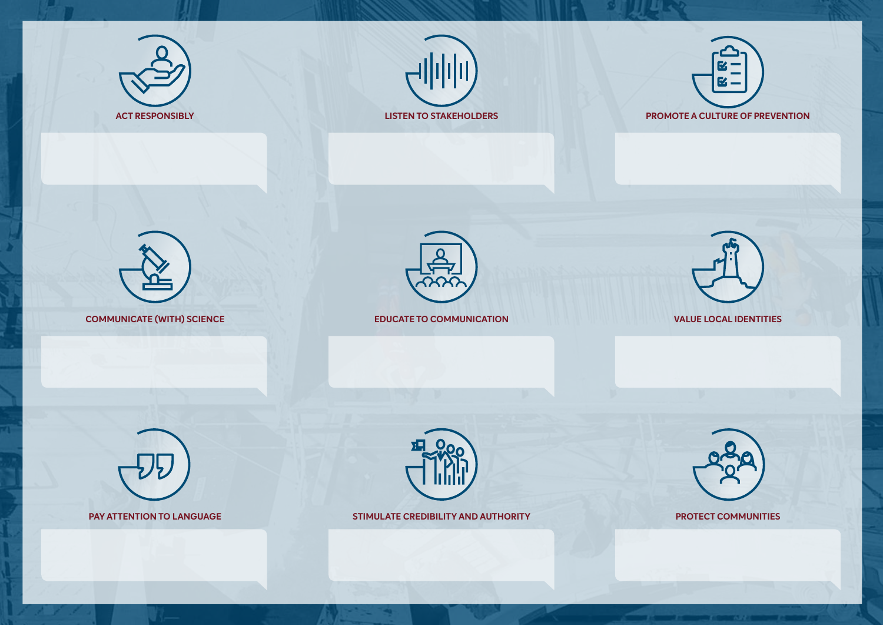ACT RESPONSIBLY

LISTEN TO STAKEHOLDERS

PROMOTE A CULTURE OF PREVENTION

COMMUNICATE (WITH) SCIENCE

EDUCATE TO COMMUNICATION

VALUE LOCAL IDENTITIES

PAY ATTENTION TO LANGUAGE

STIMULATE CREDIBILITY AND AUTHORITY

PROTECT COMMUNITIES